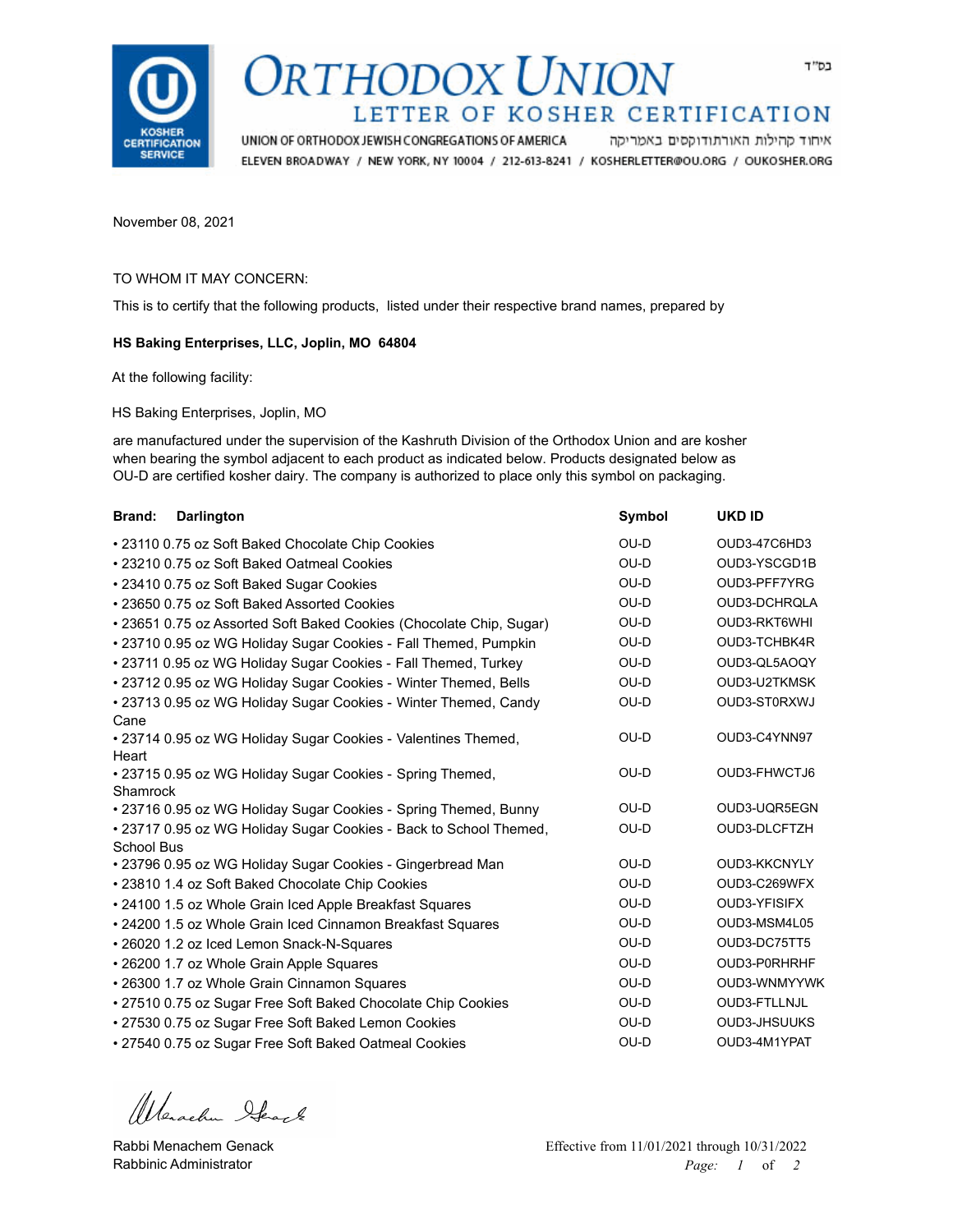# ORTHODOX UNION

## LETTER OF KOSHER CERTIFICATION

KOSHER CERTIFICATION SERVICE

בס"ד

UNION OF ORTHODOX JEWISH CONGREGATIONS OF AMERICA איחוד קהילות האורתודוקסים באמריקה

ELEVEN BROADWAY / NEW YORK, NY 10004 / 212-613-8241 / KOSHERLETTER@OU.ORG / OUKOSHER.ORG

November 08, 2021

TO WHOM IT MAY CONCERN:

This is to certify that the following products, listed under their respective brand names, prepared by

**HS Baking Enterprises, LLC, Joplin, MO 64804**

At the following facility:

HS Baking Enterprises, Joplin, MO

are manufactured under the supervision of the Kashruth Division of the Orthodox Union and are kosher when bearing the symbol adjacent to each product as indicated below. Products designated below as OU-D are certified kosher dairy. The company is authorized to place only this symbol on packaging.

| **Brand: Darlington** | **Symbol** | **UKD ID** |
|---|---|---|
| • 23110 0.75 oz Soft Baked Chocolate Chip Cookies | OU-D | OUD3-47C6HD3 |
| • 23210 0.75 oz Soft Baked Oatmeal Cookies | OU-D | OUD3-YSCGD1B |
| • 23410 0.75 oz Soft Baked Sugar Cookies | OU-D | OUD3-PFF7YRG |
| • 23650 0.75 oz Soft Baked Assorted Cookies | OU-D | OUD3-DCHRQLA |
| • 23651 0.75 oz Assorted Soft Baked Cookies (Chocolate Chip, Sugar) | OU-D | OUD3-RKT6WHI |
| • 23710 0.95 oz WG Holiday Sugar Cookies - Fall Themed, Pumpkin | OU-D | OUD3-TCHBK4R |
| • 23711 0.95 oz WG Holiday Sugar Cookies - Fall Themed, Turkey | OU-D | OUD3-QL5AOQY |
| • 23712 0.95 oz WG Holiday Sugar Cookies - Winter Themed, Bells | OU-D | OUD3-U2TKMSK |
| • 23713 0.95 oz WG Holiday Sugar Cookies - Winter Themed, Candy Cane | OU-D | OUD3-ST0RXWJ |
| • 23714 0.95 oz WG Holiday Sugar Cookies - Valentines Themed, Heart | OU-D | OUD3-C4YNN97 |
| • 23715 0.95 oz WG Holiday Sugar Cookies - Spring Themed, Shamrock | OU-D | OUD3-FHWCTJ6 |
| • 23716 0.95 oz WG Holiday Sugar Cookies - Spring Themed, Bunny | OU-D | OUD3-UQR5EGN |
| • 23717 0.95 oz WG Holiday Sugar Cookies - Back to School Themed, School Bus | OU-D | OUD3-DLCFTZH |
| • 23796 0.95 oz WG Holiday Sugar Cookies - Gingerbread Man | OU-D | OUD3-KKCNYLY |
| • 23810 1.4 oz Soft Baked Chocolate Chip Cookies | OU-D | OUD3-C269WFX |
| • 24100 1.5 oz Whole Grain Iced Apple Breakfast Squares | OU-D | OUD3-YFISIFX |
| • 24200 1.5 oz Whole Grain Iced Cinnamon Breakfast Squares | OU-D | OUD3-MSM4L05 |
| • 26020 1.2 oz Iced Lemon Snack-N-Squares | OU-D | OUD3-DC75TT5 |
| • 26200 1.7 oz Whole Grain Apple Squares | OU-D | OUD3-P0RHRHF |
| • 26300 1.7 oz Whole Grain Cinnamon Squares | OU-D | OUD3-WNMYYWK |
| • 27510 0.75 oz Sugar Free Soft Baked Chocolate Chip Cookies | OU-D | OUD3-FTLLNJL |
| • 27530 0.75 oz Sugar Free Soft Baked Lemon Cookies | OU-D | OUD3-JHSUUKS |
| • 27540 0.75 oz Sugar Free Soft Baked Oatmeal Cookies | OU-D | OUD3-4M1YPAT |

Menachem Genack

Rabbi Menachem Genack
Rabbinic Administrator

Effective from 11/01/2021 through 10/31/2022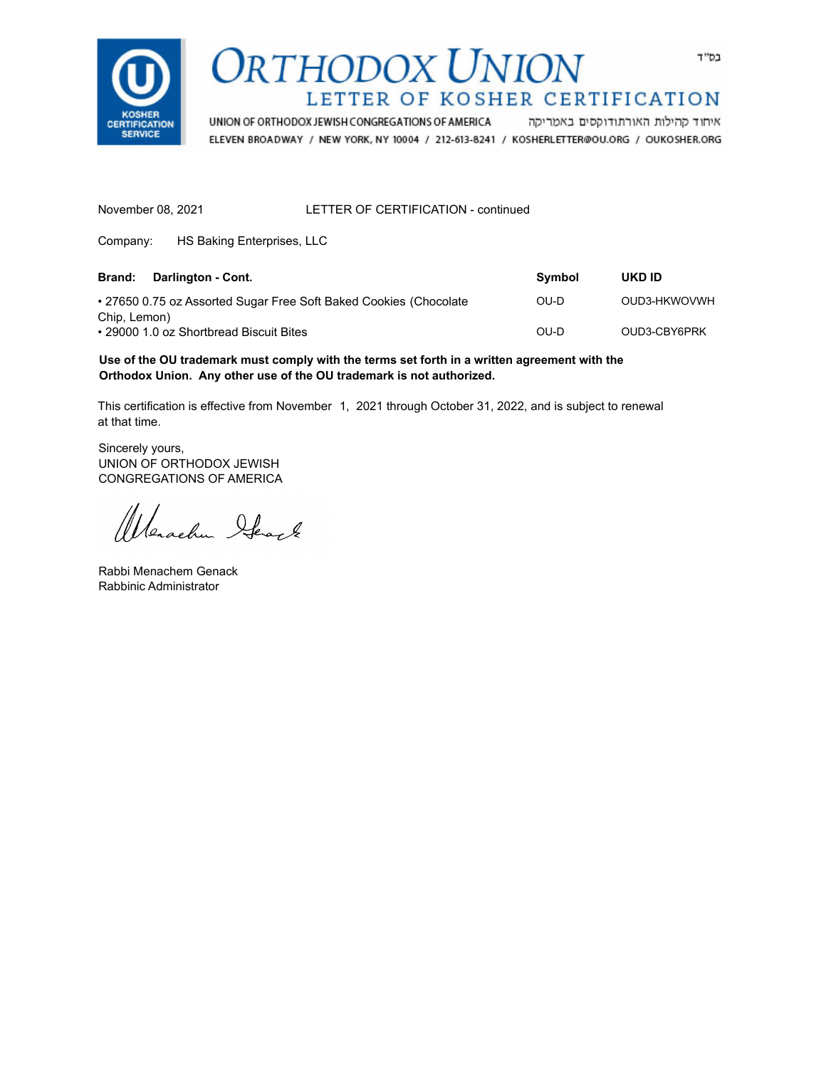# ORTHODOX UNION

## LETTER OF KOSHER CERTIFICATION

בס"ד

UNION OF ORTHODOX JEWISH CONGREGATIONS OF AMERICA איחוד קהילות האורתודוקסים באמריקה

ELEVEN BROADWAY / NEW YORK, NY 10004 / 212-613-8241 / KOSHERLETTER@OU.ORG / OUKOSHER.ORG

November 08, 2021 LETTER OF CERTIFICATION - continued

Company: HS Baking Enterprises, LLC

| Brand: Darlington - Cont. | Symbol | UKD ID |
|---|---|---|
| • 27650 0.75 oz Assorted Sugar Free Soft Baked Cookies (Chocolate Chip, Lemon) | OU-D | OUD3-HKWOVWH |
| • 29000 1.0 oz Shortbread Biscuit Bites | OU-D | OUD3-CBY6PRK |

**Use of the OU trademark must comply with the terms set forth in a written agreement with the Orthodox Union. Any other use of the OU trademark is not authorized.**

This certification is effective from November 1, 2021 through October 31, 2022, and is subject to renewal at that time.

Sincerely yours,
UNION OF ORTHODOX JEWISH
CONGREGATIONS OF AMERICA

Rabbi Menachem Genack
Rabbinic Administrator